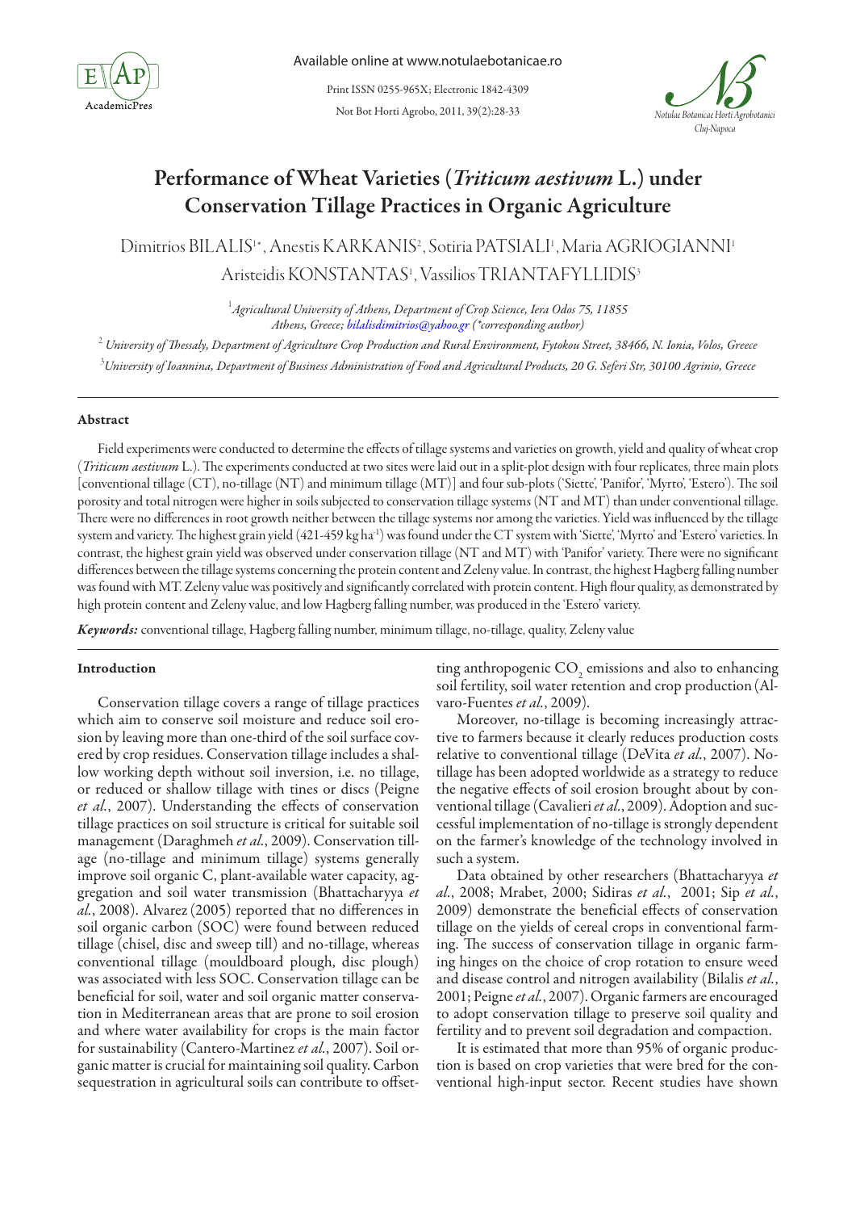# Performance of Wheat Varieties (*Triticum aestivum* L.) under Conservation Tillage Practices in Organic Agriculture

Dimitrios BILALIS[1*], Anestis KARKANIS[2], Sotiria PATSIALI[1], Maria AGRIOGIANNI[1], Aristeidis KONSTANTAS[1], Vassilios TRIANTAFYLLIDIS[3]

[1] *Agricultural University of Athens, Department of Crop Science, Iera Odos 75, 11855 Athens, Greece; bilalisdimitrios@yahoo.gr (\*corresponding author)*

[2] *University of Thessaly, Department of Agriculture Crop Production and Rural Environment, Fytokou Street, 38466, N. Ionia, Volos, Greece*

[3] *University of Ioannina, Department of Business Administration of Food and Agricultural Products, 20 G. Seferi Str, 30100 Agrinio, Greece*

## Abstract

Field experiments were conducted to determine the effects of tillage systems and varieties on growth, yield and quality of wheat crop (*Triticum aestivum* L.). The experiments conducted at two sites were laid out in a split-plot design with four replicates, three main plots [conventional tillage (CT), no-tillage (NT) and minimum tillage (MT)] and four sub-plots ('Siette', 'Panifor', 'Myrto', 'Estero'). The soil porosity and total nitrogen were higher in soils subjected to conservation tillage systems (NT and MT) than under conventional tillage. There were no differences in root growth neither between the tillage systems nor among the varieties. Yield was influenced by the tillage system and variety. The highest grain yield (421-459 kg ha$^{-1}$) was found under the CT system with 'Siette', 'Myrto' and 'Estero' varieties. In contrast, the highest grain yield was observed under conservation tillage (NT and MT) with 'Panifor' variety. There were no significant differences between the tillage systems concerning the protein content and Zeleny value. In contrast, the highest Hagberg falling number was found with MT. Zeleny value was positively and significantly correlated with protein content. High flour quality, as demonstrated by high protein content and Zeleny value, and low Hagberg falling number, was produced in the 'Estero' variety.

***Keywords:*** conventional tillage, Hagberg falling number, minimum tillage, no-tillage, quality, Zeleny value

## Introduction

Conservation tillage covers a range of tillage practices which aim to conserve soil moisture and reduce soil erosion by leaving more than one-third of the soil surface covered by crop residues. Conservation tillage includes a shallow working depth without soil inversion, i.e. no tillage, or reduced or shallow tillage with tines or discs (Peigne *et al.*, 2007). Understanding the effects of conservation tillage practices on soil structure is critical for suitable soil management (Daraghmeh *et al.*, 2009). Conservation tillage (no-tillage and minimum tillage) systems generally improve soil organic C, plant-available water capacity, aggregation and soil water transmission (Bhattacharyya *et al.*, 2008). Alvarez (2005) reported that no differences in soil organic carbon (SOC) were found between reduced tillage (chisel, disc and sweep till) and no-tillage, whereas conventional tillage (mouldboard plough, disc plough) was associated with less SOC. Conservation tillage can be beneficial for soil, water and soil organic matter conservation in Mediterranean areas that are prone to soil erosion and where water availability for crops is the main factor for sustainability (Cantero-Martinez *et al.*, 2007). Soil organic matter is crucial for maintaining soil quality. Carbon sequestration in agricultural soils can contribute to offsetting anthropogenic $CO_2$ emissions and also to enhancing soil fertility, soil water retention and crop production (Alvaro-Fuentes *et al.*, 2009).

Moreover, no-tillage is becoming increasingly attractive to farmers because it clearly reduces production costs relative to conventional tillage (DeVita *et al.*, 2007). No-tillage has been adopted worldwide as a strategy to reduce the negative effects of soil erosion brought about by conventional tillage (Cavalieri *et al.*, 2009). Adoption and successful implementation of no-tillage is strongly dependent on the farmer's knowledge of the technology involved in such a system.

Data obtained by other researchers (Bhattacharyya *et al.*, 2008; Mrabet, 2000; Sidiras *et al.*, 2001; Sip *et al.*, 2009) demonstrate the beneficial effects of conservation tillage on the yields of cereal crops in conventional farming. The success of conservation tillage in organic farming hinges on the choice of crop rotation to ensure weed and disease control and nitrogen availability (Bilalis *et al.*, 2001; Peigne *et al.*, 2007). Organic farmers are encouraged to adopt conservation tillage to preserve soil quality and fertility and to prevent soil degradation and compaction.

It is estimated that more than 95% of organic production is based on crop varieties that were bred for the conventional high-input sector. Recent studies have shown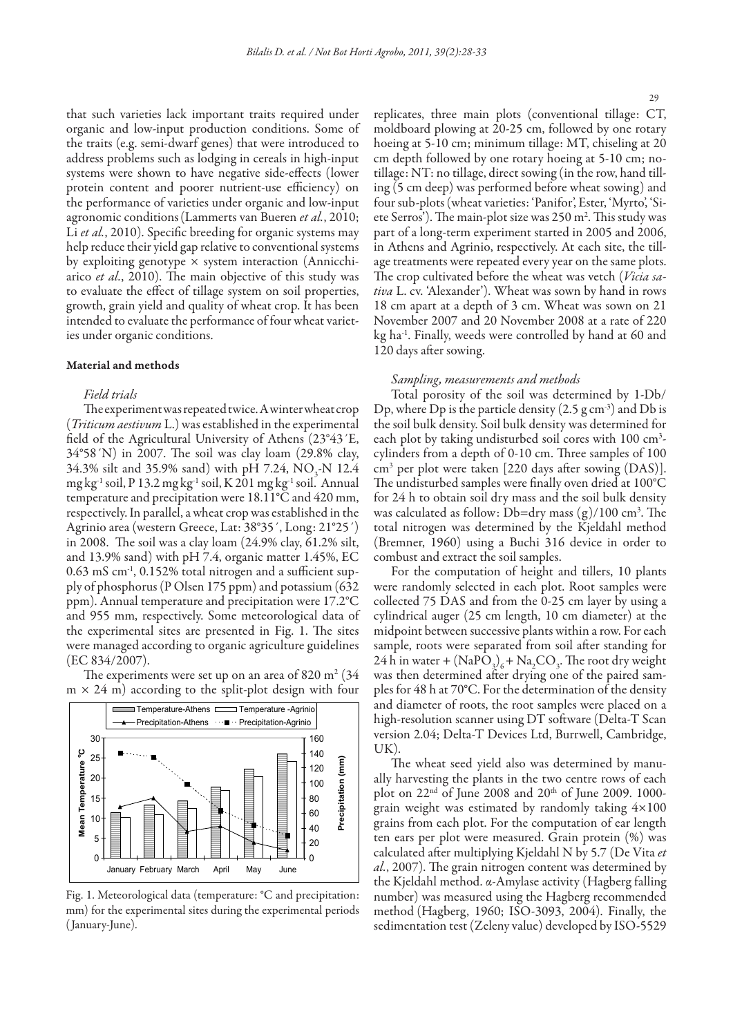that such varieties lack important traits required under organic and low-input production conditions. Some of the traits (e.g. semi-dwarf genes) that were introduced to address problems such as lodging in cereals in high-input systems were shown to have negative side-effects (lower protein content and poorer nutrient-use efficiency) on the performance of varieties under organic and low-input agronomic conditions (Lammerts van Bueren *et al.*, 2010; Li *et al.*, 2010). Specific breeding for organic systems may help reduce their yield gap relative to conventional systems by exploiting genotype × system interaction (Annicchiarico *et al.*, 2010). The main objective of this study was to evaluate the effect of tillage system on soil properties, growth, grain yield and quality of wheat crop. It has been intended to evaluate the performance of four wheat varieties under organic conditions.

## Material and methods

### *Field trials*

The experiment was repeated twice. A winter wheat crop (*Triticum aestivum* L.) was established in the experimental field of the Agricultural University of Athens (23°43΄E, 34°58΄N) in 2007. The soil was clay loam (29.8% clay, 34.3% silt and 35.9% sand) with pH 7.24, $NO_3$-N 12.4 mg kg$^{-1}$ soil, P 13.2 mg kg$^{-1}$ soil, K 201 mg kg$^{-1}$ soil. Annual temperature and precipitation were 18.11°C and 420 mm, respectively. In parallel, a wheat crop was established in the Agrinio area (western Greece, Lat: 38°35΄, Long: 21°25΄) in 2008. The soil was a clay loam (24.9% clay, 61.2% silt, and 13.9% sand) with pH 7.4, organic matter 1.45%, EC 0.63 mS cm$^{-1}$, 0.152% total nitrogen and a sufficient supply of phosphorus (P Olsen 175 ppm) and potassium (632 ppm). Annual temperature and precipitation were 17.2°C and 955 mm, respectively. Some meteorological data of the experimental sites are presented in Fig. 1. The sites were managed according to organic agriculture guidelines (EC 834/2007).

The experiments were set up on an area of 820 m$^2$ (34 m × 24 m) according to the split-plot design with four replicates, three main plots (conventional tillage: CT, moldboard plowing at 20-25 cm, followed by one rotary hoeing at 5-10 cm; minimum tillage: MT, chiseling at 20 cm depth followed by one rotary hoeing at 5-10 cm; no-tillage: NT: no tillage, direct sowing (in the row, hand tilling (5 cm deep) was performed before wheat sowing) and four sub-plots (wheat varieties: 'Panifor', Ester, 'Myrto', 'Siete Serros'). The main-plot size was 250 m$^2$. This study was part of a long-term experiment started in 2005 and 2006, in Athens and Agrinio, respectively. At each site, the tillage treatments were repeated every year on the same plots. The crop cultivated before the wheat was vetch (*Vicia sativa* L. cv. 'Alexander'). Wheat was sown by hand in rows 18 cm apart at a depth of 3 cm. Wheat was sown on 21 November 2007 and 20 November 2008 at a rate of 220 kg ha$^{-1}$. Finally, weeds were controlled by hand at 60 and 120 days after sowing.

Fig. 1. Meteorological data (temperature: °C and precipitation: mm) for the experimental sites during the experimental periods (January-June).

### *Sampling, measurements and methods*

Total porosity of the soil was determined by 1-Db/Dp, where Dp is the particle density (2.5 g cm$^{-3}$) and Db is the soil bulk density. Soil bulk density was determined for each plot by taking undisturbed soil cores with 100 cm$^3$-cylinders from a depth of 0-10 cm. Three samples of 100 cm$^3$ per plot were taken [220 days after sowing (DAS)]. The undisturbed samples were finally oven dried at 100°C for 24 h to obtain soil dry mass and the soil bulk density was calculated as follow: Db=dry mass (g)/100 cm$^3$. The total nitrogen was determined by the Kjeldahl method (Bremner, 1960) using a Buchi 316 device in order to combust and extract the soil samples.

For the computation of height and tillers, 10 plants were randomly selected in each plot. Root samples were collected 75 DAS and from the 0-25 cm layer by using a cylindrical auger (25 cm length, 10 cm diameter) at the midpoint between successive plants within a row. For each sample, roots were separated from soil after standing for 24 h in water + $(NaPO_3)_6$ + $Na_2CO_3$. The root dry weight was then determined after drying one of the paired samples for 48 h at 70°C. For the determination of the density and diameter of roots, the root samples were placed on a high-resolution scanner using DT software (Delta-T Scan version 2.04; Delta-T Devices Ltd, Burrwell, Cambridge, UK).

The wheat seed yield also was determined by manually harvesting the plants in the two centre rows of each plot on 22$^{nd}$ of June 2008 and 20$^{th}$ of June 2009. 1000-grain weight was estimated by randomly taking 4×100 grains from each plot. For the computation of ear length ten ears per plot were measured. Grain protein (%) was calculated after multiplying Kjeldahl N by 5.7 (De Vita *et al.*, 2007). The grain nitrogen content was determined by the Kjeldahl method. α-Amylase activity (Hagberg falling number) was measured using the Hagberg recommended method (Hagberg, 1960; ISO-3093, 2004). Finally, the sedimentation test (Zeleny value) developed by ISO-5529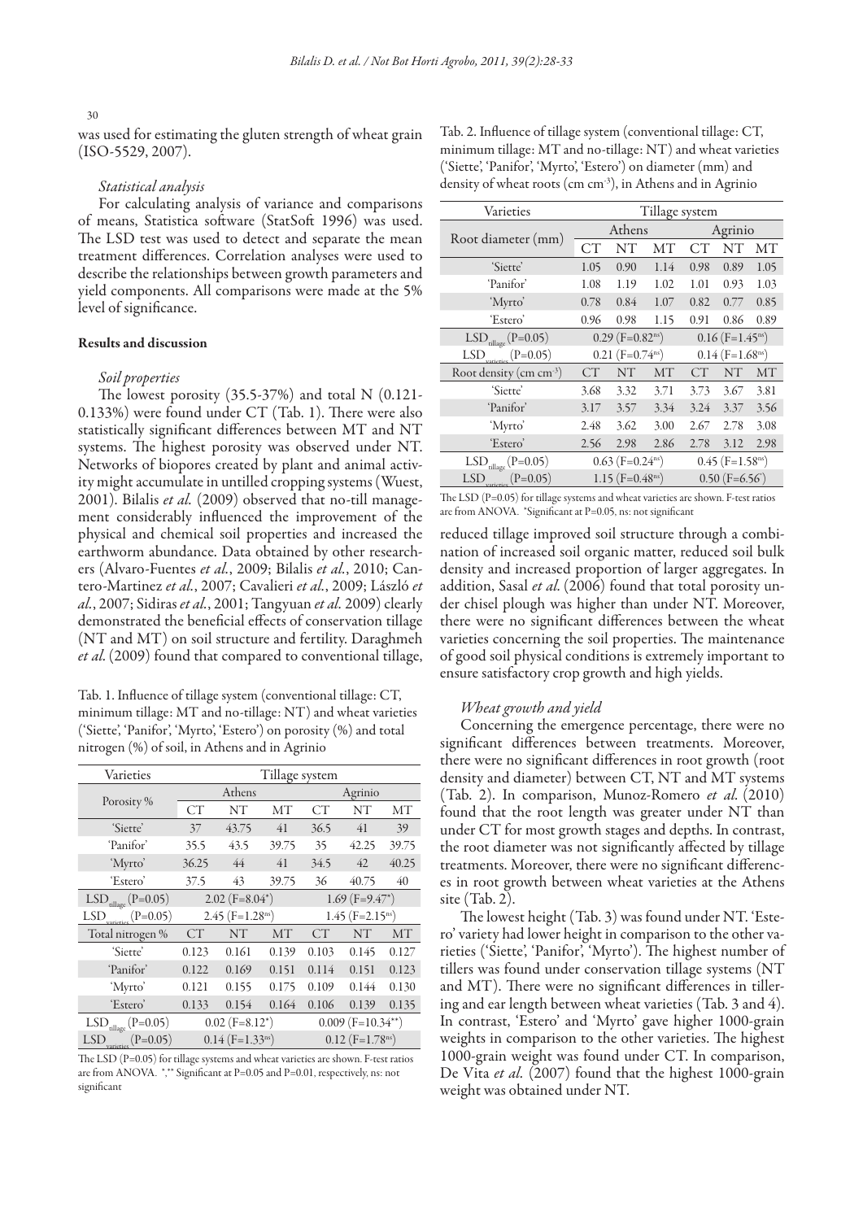was used for estimating the gluten strength of wheat grain (ISO-5529, 2007).

### *Statistical analysis*

For calculating analysis of variance and comparisons of means, Statistica software (StatSoft 1996) was used. The LSD test was used to detect and separate the mean treatment differences. Correlation analyses were used to describe the relationships between growth parameters and yield components. All comparisons were made at the 5% level of significance.

## Results and discussion

### *Soil properties*

The lowest porosity (35.5-37%) and total N (0.121-0.133%) were found under CT (Tab. 1). There were also statistically significant differences between MT and NT systems. The highest porosity was observed under NT. Networks of biopores created by plant and animal activity might accumulate in untilled cropping systems (Wuest, 2001). Bilalis *et al.* (2009) observed that no-till management considerably influenced the improvement of the physical and chemical soil properties and increased the earthworm abundance. Data obtained by other researchers (Alvaro-Fuentes *et al.*, 2009; Bilalis *et al.*, 2010; Cantero-Martinez *et al.*, 2007; Cavalieri *et al.*, 2009; László *et al.*, 2007; Sidiras *et al.*, 2001; Tangyuan *et al.* 2009) clearly demonstrated the beneficial effects of conservation tillage (NT and MT) on soil structure and fertility. Daraghmeh *et al.* (2009) found that compared to conventional tillage, reduced tillage improved soil structure through a combination of increased soil organic matter, reduced soil bulk density and increased proportion of larger aggregates. In addition, Sasal *et al.* (2006) found that total porosity under chisel plough was higher than under NT. Moreover, there were no significant differences between the wheat varieties concerning the soil properties. The maintenance of good soil physical conditions is extremely important to ensure satisfactory crop growth and high yields.

Tab. 1. Influence of tillage system (conventional tillage: CT, minimum tillage: MT and no-tillage: NT) and wheat varieties ('Siette', 'Panifor', 'Myrto', 'Estero') on porosity (%) and total nitrogen (%) of soil, in Athens and in Agrinio

| Varieties | Tillage system | | | | | |
|---|---|---|---|---|---|---|
| Porosity % | Athens | | | Agrinio | | |
| | CT | NT | MT | CT | NT | MT |
| 'Siette' | 37 | 43.75 | 41 | 36.5 | 41 | 39 |
| 'Panifor' | 35.5 | 43.5 | 39.75 | 35 | 42.25 | 39.75 |
| 'Myrto' | 36.25 | 44 | 41 | 34.5 | 42 | 40.25 |
| 'Estero' | 37.5 | 43 | 39.75 | 36 | 40.75 | 40 |
| $LSD_{tillage}$ (P=0.05) | 2.02 (F=8.04*) | | | 1.69 (F=9.47*) | | |
| $LSD_{varieties}$ (P=0.05) | 2.45 (F=1.28ns) | | | 1.45 (F=2.15ns) | | |
| Total nitrogen % | CT | NT | MT | CT | NT | MT |
| 'Siette' | 0.123 | 0.161 | 0.139 | 0.103 | 0.145 | 0.127 |
| 'Panifor' | 0.122 | 0.169 | 0.151 | 0.114 | 0.151 | 0.123 |
| 'Myrto' | 0.121 | 0.155 | 0.175 | 0.109 | 0.144 | 0.130 |
| 'Estero' | 0.133 | 0.154 | 0.164 | 0.106 | 0.139 | 0.135 |
| $LSD_{tillage}$ (P=0.05) | 0.02 (F=8.12*) | | | 0.009 (F=10.34**) | | |
| $LSD_{varieties}$ (P=0.05) | 0.14 (F=1.33ns) | | | 0.12 (F=1.78ns) | | |

The LSD (P=0.05) for tillage systems and wheat varieties are shown. F-test ratios are from ANOVA. *,** Significant at P=0.05 and P=0.01, respectively, ns: not significant

Tab. 2. Influence of tillage system (conventional tillage: CT, minimum tillage: MT and no-tillage: NT) and wheat varieties ('Siette', 'Panifor', 'Myrto', 'Estero') on diameter (mm) and density of wheat roots (cm cm$^{-3}$), in Athens and in Agrinio

| Varieties | Tillage system | | | | | |
|---|---|---|---|---|---|---|
| Root diameter (mm) | Athens | | | Agrinio | | |
| | CT | NT | MT | CT | NT | MT |
| 'Siette' | 1.05 | 0.90 | 1.14 | 0.98 | 0.89 | 1.05 |
| 'Panifor' | 1.08 | 1.19 | 1.02 | 1.01 | 0.93 | 1.03 |
| 'Myrto' | 0.78 | 0.84 | 1.07 | 0.82 | 0.77 | 0.85 |
| 'Estero' | 0.96 | 0.98 | 1.15 | 0.91 | 0.86 | 0.89 |
| $LSD_{tillage}$ (P=0.05) | 0.29 (F=0.82ns) | | | 0.16 (F=1.45ns) | | |
| $LSD_{varieties}$ (P=0.05) | 0.21 (F=0.74ns) | | | 0.14 (F=1.68ns) | | |
| Root density (cm cm$^{-3}$) | CT | NT | MT | CT | NT | MT |
| 'Siette' | 3.68 | 3.32 | 3.71 | 3.73 | 3.67 | 3.81 |
| 'Panifor' | 3.17 | 3.57 | 3.34 | 3.24 | 3.37 | 3.56 |
| 'Myrto' | 2.48 | 3.62 | 3.00 | 2.67 | 2.78 | 3.08 |
| 'Estero' | 2.56 | 2.98 | 2.86 | 2.78 | 3.12 | 2.98 |
| $LSD_{tillage}$ (P=0.05) | 0.63 (F=0.24ns) | | | 0.45 (F=1.58ns) | | |
| $LSD_{varieties}$ (P=0.05) | 1.15 (F=0.48ns) | | | 0.50 (F=6.56*) | | |

The LSD (P=0.05) for tillage systems and wheat varieties are shown. F-test ratios are from ANOVA. *Significant at P=0.05, ns: not significant

### *Wheat growth and yield*

Concerning the emergence percentage, there were no significant differences between treatments. Moreover, there were no significant differences in root growth (root density and diameter) between CT, NT and MT systems (Tab. 2). In comparison, Munoz-Romero *et al.* (2010) found that the root length was greater under NT than under CT for most growth stages and depths. In contrast, the root diameter was not significantly affected by tillage treatments. Moreover, there were no significant differences in root growth between wheat varieties at the Athens site (Tab. 2).

The lowest height (Tab. 3) was found under NT. 'Estero' variety had lower height in comparison to the other varieties ('Siette', 'Panifor', 'Myrto'). The highest number of tillers was found under conservation tillage systems (NT and MT). There were no significant differences in tillering and ear length between wheat varieties (Tab. 3 and 4). In contrast, 'Estero' and 'Myrto' gave higher 1000-grain weights in comparison to the other varieties. The highest 1000-grain weight was found under CT. In comparison, De Vita *et al.* (2007) found that the highest 1000-grain weight was obtained under NT.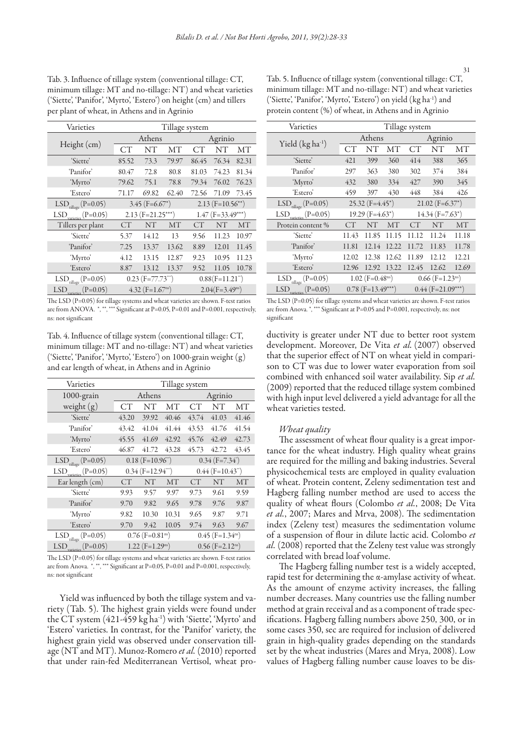Tab. 3. Influence of tillage system (conventional tillage: CT, minimum tillage: MT and no-tillage: NT) and wheat varieties ('Siette', 'Panifor', 'Myrto', 'Estero') on height (cm) and tillers per plant of wheat, in Athens and in Agrinio

| Varieties | Tillage system | | | | | |
|---|---|---|---|---|---|---|
| Height (cm) | Athens | | | Agrinio | | |
| | CT | NT | MT | CT | NT | MT |
| 'Siette' | 85.52 | 73.3 | 79.97 | 86.45 | 76.34 | 82.31 |
| 'Panifor' | 80.47 | 72.8 | 80.8 | 81.03 | 74.23 | 81.34 |
| 'Myrto' | 79.62 | 75.1 | 78.8 | 79.34 | 76.02 | 76.23 |
| 'Estero' | 71.17 | 69.82 | 62.40 | 72.56 | 71.09 | 73.45 |
| $LSD_{tillage}$ (P=0.05) | 3.45 (F=6.67*) | | | 2.13 (F=10.56**) | | |
| $LSD_{varieties}$ (P=0.05) | 2.13 (F=21.25***) | | | 1.47 (F=33.49***) | | |
| Tillers per plant | CT | NT | MT | CT | NT | MT |
| 'Siette' | 5.37 | 14.12 | 13 | 9.56 | 11.23 | 10.97 |
| 'Panifor' | 7.25 | 13.37 | 13.62 | 8.89 | 12.01 | 11.45 |
| 'Myrto' | 4.12 | 13.15 | 12.87 | 9.23 | 10.95 | 11.23 |
| 'Estero' | 8.87 | 13.12 | 13.37 | 9.52 | 11.05 | 10.78 |
| $LSD_{tillage}$ (P=0.05) | 0.23 (F=77.73***) | | | 0.88(F=11.21**) | | |
| $LSD_{varieties}$ (P=0.05) | 4.32 (F=1.67ns) | | | 2.04(F=3.49ns) | | |

The LSD (P=0.05) for tillage systems and wheat varieties are shown. F-test ratios are from ANOVA. *, **, *** Significant at P=0.05, P=0.01 and P=0.001, respectively, ns: not significant

Tab. 4. Influence of tillage system (conventional tillage: CT, minimum tillage: MT and no-tillage: NT) and wheat varieties ('Siette', 'Panifor', 'Myrto', 'Estero') on 1000-grain weight (g) and ear length of wheat, in Athens and in Agrinio

| Varieties | Tillage system | | | | | |
|---|---|---|---|---|---|---|
| 1000-grain weight (g) | Athens | | | Agrinio | | |
| | CT | NT | MT | CT | NT | MT |
| 'Siette' | 43.20 | 39.92 | 40.46 | 43.74 | 41.03 | 41.46 |
| 'Panifor' | 43.42 | 41.04 | 41.44 | 43.53 | 41.76 | 41.54 |
| 'Myrto' | 45.55 | 41.69 | 42.92 | 45.76 | 42.49 | 42.73 |
| 'Estero' | 46.87 | 41.72 | 43.28 | 45.73 | 42.72 | 43.45 |
| $LSD_{tillage}$ (P=0.05) | 0.18 (F=10.96**) | | | 0.34 (F=7.34*) | | |
| $LSD_{varieties}$ (P=0.05) | 0.34 (F=12.94***) | | | 0.44 (F=10.43**) | | |
| Ear length (cm) | CT | NT | MT | CT | NT | MT |
| 'Siette' | 9.93 | 9.57 | 9.97 | 9.73 | 9.61 | 9.59 |
| 'Panifor' | 9.70 | 9.82 | 9.65 | 9.78 | 9.76 | 9.87 |
| 'Myrto' | 9.82 | 10.30 | 10.31 | 9.65 | 9.87 | 9.71 |
| 'Estero' | 9.70 | 9.42 | 10.05 | 9.74 | 9.63 | 9.67 |
| $LSD_{tillage}$ (P=0.05) | 0.76 (F=0.81ns) | | | 0.45 (F=1.34ns) | | |
| $LSD_{varieties}$ (P=0.05) | 1.22 (F=1.29ns) | | | 0.56 (F=2.12ns) | | |

The LSD (P=0.05) for tillage systems and wheat varieties are shown. F-test ratios are from Anova. *, **, *** Significant at P=0.05, P=0.01 and P=0.001, respectively, ns: not significant

Yield was influenced by both the tillage system and variety (Tab. 5). The highest grain yields were found under the CT system (421-459 kg ha$^{-1}$) with 'Siette', 'Myrto' and 'Estero' varieties. In contrast, for the 'Panifor' variety, the highest grain yield was observed under conservation tillage (NT and MT). Munoz-Romero *et al.* (2010) reported that under rain-fed Mediterranean Vertisol, wheat productivity is greater under NT due to better root system development. Moreover, De Vita *et al.* (2007) observed that the superior effect of NT on wheat yield in comparison to CT was due to lower water evaporation from soil combined with enhanced soil water availability. Sip *et al.* (2009) reported that the reduced tillage system combined with high input level delivered a yield advantage for all the wheat varieties tested.

Tab. 5. Influence of tillage system (conventional tillage: CT, minimum tillage: MT and no-tillage: NT) and wheat varieties ('Siette', 'Panifor', 'Myrto', 'Estero') on yield (kg ha$^{-1}$) and protein content (%) of wheat, in Athens and in Agrinio

| Varieties | Tillage system | | | | | |
|---|---|---|---|---|---|---|
| Yield (kg ha$^{-1}$) | Athens | | | Agrinio | | |
| | CT | NT | MT | CT | NT | MT |
| 'Siette' | 421 | 399 | 360 | 414 | 388 | 365 |
| 'Panifor' | 297 | 363 | 380 | 302 | 374 | 384 |
| 'Myrto' | 432 | 380 | 334 | 427 | 390 | 345 |
| 'Estero' | 459 | 397 | 430 | 448 | 384 | 426 |
| $LSD_{tillage}$ (P=0.05) | 25.32 (F=4.45*) | | | 21.02 (F=6.37*) | | |
| $LSD_{varieties}$ (P=0.05) | 19.29 (F=4.63*) | | | 14.34 (F=7.63*) | | |
| Protein content % | CT | NT | MT | CT | NT | MT |
| 'Siette' | 11.43 | 11.85 | 11.15 | 11.12 | 11.24 | 11.18 |
| 'Panifor' | 11.81 | 12.14 | 12.22 | 11.72 | 11.83 | 11.78 |
| 'Myrto' | 12.02 | 12.38 | 12.62 | 11.89 | 12.12 | 12.21 |
| 'Estero' | 12.96 | 12.92 | 13.22 | 12.45 | 12.62 | 12.69 |
| $LSD_{tillage}$ (P=0.05) | 1.02 (F=0.48ns) | | | 0.66 (F=1.23ns) | | |
| $LSD_{varieties}$ (P=0.05) | 0.78 (F=13.49***) | | | 0.44 (F=21.09***) | | |

The LSD (P=0.05) for tillage systems and wheat varieties are shown. F-test ratios are from Anova. *, *** Significant at P=0.05 and P=0.001, respectively, ns: not significant

### *Wheat quality*

The assessment of wheat flour quality is a great importance for the wheat industry. High quality wheat grains are required for the milling and baking industries. Several physicochemical tests are employed in quality evaluation of wheat. Protein content, Zeleny sedimentation test and Hagberg falling number method are used to access the quality of wheat flours (Colombo *et al.*, 2008; De Vita *et al.*, 2007; Mares and Mrva, 2008). The sedimentation index (Zeleny test) measures the sedimentation volume of a suspension of flour in dilute lactic acid. Colombo *et al.* (2008) reported that the Zeleny test value was strongly correlated with bread loaf volume.

The Hagberg falling number test is a widely accepted, rapid test for determining the α-amylase activity of wheat. As the amount of enzyme activity increases, the falling number decreases. Many countries use the falling number method at grain receival and as a component of trade specifications. Hagberg falling numbers above 250, 300, or in some cases 350, sec are required for inclusion of delivered grain in high-quality grades depending on the standards set by the wheat industries (Mares and Mrya, 2008). Low values of Hagberg falling number cause loaves to be dis-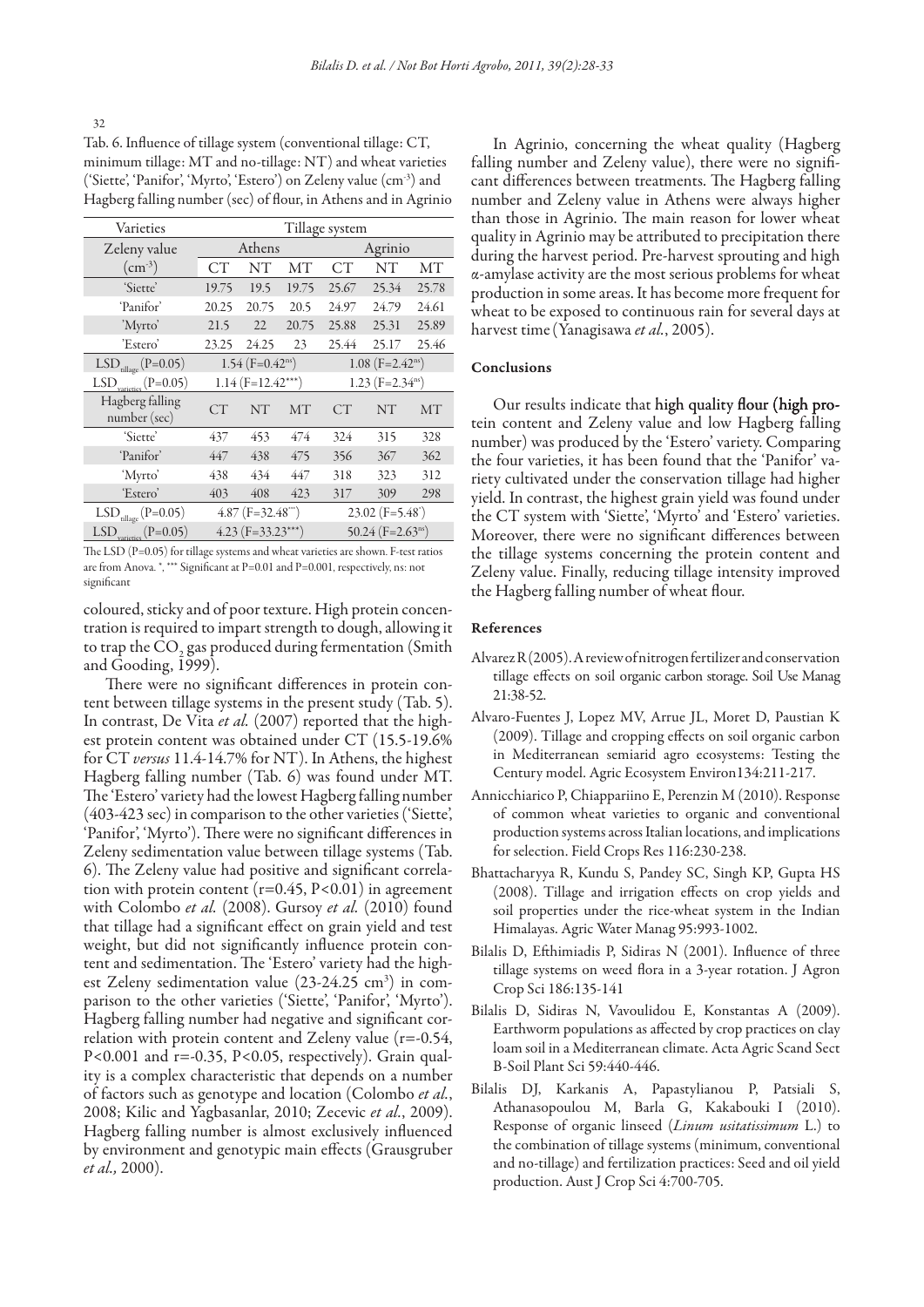Tab. 6. Influence of tillage system (conventional tillage: CT, minimum tillage: MT and no-tillage: NT) and wheat varieties ('Siette', 'Panifor', 'Myrto', 'Estero') on Zeleny value ($cm^{-3}$) and Hagberg falling number (sec) of flour, in Athens and in Agrinio

| Varieties | Tillage system | | | | | |
|---|---|---|---|---|---|---|
| Zeleny value | Athens | | | Agrinio | | |
| ($cm^{-3}$) | CT | NT | MT | CT | NT | MT |
| 'Siette' | 19.75 | 19.5 | 19.75 | 25.67 | 25.34 | 25.78 |
| 'Panifor' | 20.25 | 20.75 | 20.5 | 24.97 | 24.79 | 24.61 |
| 'Myrto' | 21.5 | 22 | 20.75 | 25.88 | 25.31 | 25.89 |
| 'Estero' | 23.25 | 24.25 | 23 | 25.44 | 25.17 | 25.46 |
| $LSD_{tillage}$ (P=0.05) | 1.54 ($F=0.42^{ns}$) | | | 1.08 ($F=2.42^{ns}$) | | |
| $LSD_{varieties}$ (P=0.05) | 1.14 ($F=12.42^{***}$) | | | 1.23 ($F=2.34^{ns}$) | | |
| Hagberg falling number (sec) | CT | NT | MT | CT | NT | MT |
| 'Siette' | 437 | 453 | 474 | 324 | 315 | 328 |
| 'Panifor' | 447 | 438 | 475 | 356 | 367 | 362 |
| 'Myrto' | 438 | 434 | 447 | 318 | 323 | 312 |
| 'Estero' | 403 | 408 | 423 | 317 | 309 | 298 |
| $LSD_{tillage}$ (P=0.05) | 4.87 ($F=32.48^{***}$) | | | 23.02 ($F=5.48^{*}$) | | |
| $LSD_{varieties}$ (P=0.05) | 4.23 ($F=33.23^{***}$) | | | 50.24 ($F=2.63^{ns}$) | | |

The LSD (P=0.05) for tillage systems and wheat varieties are shown. F-test ratios are from Anova. *, *** Significant at P=0.01 and P=0.001, respectively, ns: not significant

coloured, sticky and of poor texture. High protein concentration is required to impart strength to dough, allowing it to trap the $CO_2$ gas produced during fermentation (Smith and Gooding, 1999).

There were no significant differences in protein content between tillage systems in the present study (Tab. 5). In contrast, De Vita *et al.* (2007) reported that the highest protein content was obtained under CT (15.5-19.6% for CT *versus* 11.4-14.7% for NT). In Athens, the highest Hagberg falling number (Tab. 6) was found under MT. The 'Estero' variety had the lowest Hagberg falling number (403-423 sec) in comparison to the other varieties ('Siette', 'Panifor', 'Myrto'). There were no significant differences in Zeleny sedimentation value between tillage systems (Tab. 6). The Zeleny value had positive and significant correlation with protein content ($r=0.45$, $P<0.01$) in agreement with Colombo *et al.* (2008). Gursoy *et al.* (2010) found that tillage had a significant effect on grain yield and test weight, but did not significantly influence protein content and sedimentation. The 'Estero' variety had the highest Zeleny sedimentation value (23-24.25 $cm^3$) in comparison to the other varieties ('Siette', 'Panifor', 'Myrto'). Hagberg falling number had negative and significant correlation with protein content and Zeleny value ($r=-0.54$, $P<0.001$ and $r=-0.35$, $P<0.05$, respectively). Grain quality is a complex characteristic that depends on a number of factors such as genotype and location (Colombo *et al.*, 2008; Kilic and Yagbasanlar, 2010; Zecevic *et al.*, 2009). Hagberg falling number is almost exclusively influenced by environment and genotypic main effects (Grausgruber *et al.,* 2000).

In Agrinio, concerning the wheat quality (Hagberg falling number and Zeleny value), there were no significant differences between treatments. The Hagberg falling number and Zeleny value in Athens were always higher than those in Agrinio. The main reason for lower wheat quality in Agrinio may be attributed to precipitation there during the harvest period. Pre-harvest sprouting and high α-amylase activity are the most serious problems for wheat production in some areas. It has become more frequent for wheat to be exposed to continuous rain for several days at harvest time (Yanagisawa *et al.*, 2005).

## Conclusions

Our results indicate that high quality flour (high protein content and Zeleny value and low Hagberg falling number) was produced by the 'Estero' variety. Comparing the four varieties, it has been found that the 'Panifor' variety cultivated under the conservation tillage had higher yield. In contrast, the highest grain yield was found under the CT system with 'Siette', 'Myrto' and 'Estero' varieties. Moreover, there were no significant differences between the tillage systems concerning the protein content and Zeleny value. Finally, reducing tillage intensity improved the Hagberg falling number of wheat flour.

## References

Alvarez R (2005). A review of nitrogen fertilizer and conservation tillage effects on soil organic carbon storage. Soil Use Manag 21:38-52.

Alvaro-Fuentes J, Lopez MV, Arrue JL, Moret D, Paustian K (2009). Tillage and cropping effects on soil organic carbon in Mediterranean semiarid agro ecosystems: Testing the Century model. Agric Ecosystem Environ134:211-217.

Annicchiarico P, Chiappariino E, Perenzin M (2010). Response of common wheat varieties to organic and conventional production systems across Italian locations, and implications for selection. Field Crops Res 116:230-238.

Bhattacharyya R, Kundu S, Pandey SC, Singh KP, Gupta HS (2008). Tillage and irrigation effects on crop yields and soil properties under the rice-wheat system in the Indian Himalayas. Agric Water Manag 95:993-1002.

Bilalis D, Efthimiadis P, Sidiras N (2001). Influence of three tillage systems on weed flora in a 3-year rotation. J Agron Crop Sci 186:135-141

Bilalis D, Sidiras N, Vavoulidou E, Konstantas A (2009). Earthworm populations as affected by crop practices on clay loam soil in a Mediterranean climate. Acta Agric Scand Sect B-Soil Plant Sci 59:440-446.

Bilalis DJ, Karkanis A, Papastylianou P, Patsiali S, Athanasopoulou M, Barla G, Kakabouki I (2010). Response of organic linseed (*Linum usitatissimum* L.) to the combination of tillage systems (minimum, conventional and no-tillage) and fertilization practices: Seed and oil yield production. Aust J Crop Sci 4:700-705.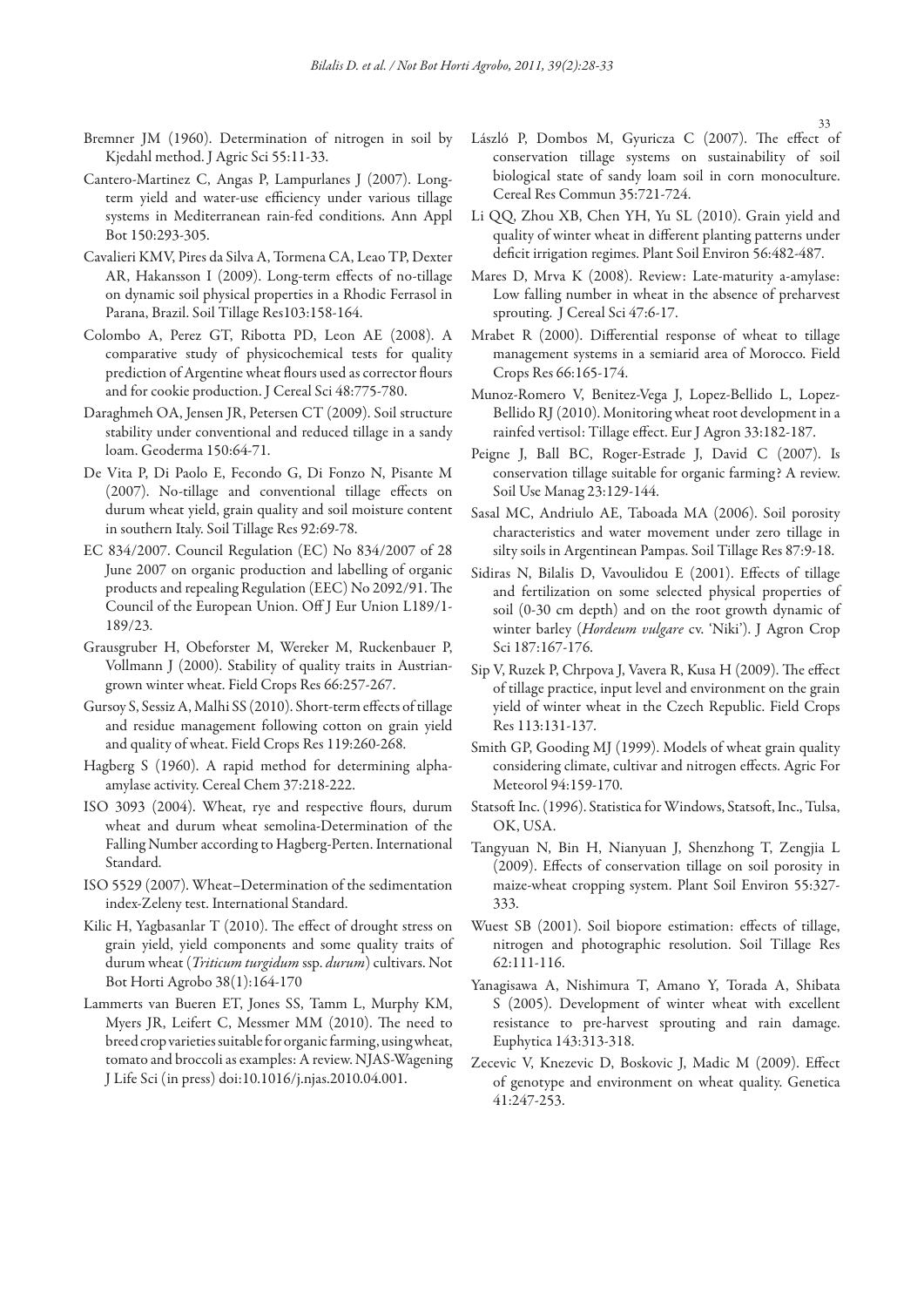Bremner JM (1960). Determination of nitrogen in soil by Kjedahl method. J Agric Sci 55:11-33.

Cantero-Martinez C, Angas P, Lampurlanes J (2007). Long-term yield and water-use efficiency under various tillage systems in Mediterranean rain-fed conditions. Ann Appl Bot 150:293-305.

Cavalieri KMV, Pires da Silva A, Tormena CA, Leao TP, Dexter AR, Hakansson I (2009). Long-term effects of no-tillage on dynamic soil physical properties in a Rhodic Ferrasol in Parana, Brazil. Soil Tillage Res103:158-164.

Colombo A, Perez GT, Ribotta PD, Leon AE (2008). A comparative study of physicochemical tests for quality prediction of Argentine wheat flours used as corrector flours and for cookie production. J Cereal Sci 48:775-780.

Daraghmeh OA, Jensen JR, Petersen CT (2009). Soil structure stability under conventional and reduced tillage in a sandy loam. Geoderma 150:64-71.

De Vita P, Di Paolo E, Fecondo G, Di Fonzo N, Pisante M (2007). No-tillage and conventional tillage effects on durum wheat yield, grain quality and soil moisture content in southern Italy. Soil Tillage Res 92:69-78.

EC 834/2007. Council Regulation (EC) No 834/2007 of 28 June 2007 on organic production and labelling of organic products and repealing Regulation (EEC) No 2092/91. The Council of the European Union. Off J Eur Union L189/1-189/23.

Grausgruber H, Obeforster M, Wereker M, Ruckenbauer P, Vollmann J (2000). Stability of quality traits in Austrian-grown winter wheat. Field Crops Res 66:257-267.

Gursoy S, Sessiz A, Malhi SS (2010). Short-term effects of tillage and residue management following cotton on grain yield and quality of wheat. Field Crops Res 119:260-268.

Hagberg S (1960). A rapid method for determining alpha-amylase activity. Cereal Chem 37:218-222.

ISO 3093 (2004). Wheat, rye and respective flours, durum wheat and durum wheat semolina-Determination of the Falling Number according to Hagberg-Perten. International Standard.

ISO 5529 (2007). Wheat–Determination of the sedimentation index-Zeleny test. International Standard.

Kilic H, Yagbasanlar T (2010). The effect of drought stress on grain yield, yield components and some quality traits of durum wheat (*Triticum turgidum* ssp. *durum*) cultivars. Not Bot Horti Agrobo 38(1):164-170

Lammerts van Bueren ET, Jones SS, Tamm L, Murphy KM, Myers JR, Leifert C, Messmer MM (2010). The need to breed crop varieties suitable for organic farming, using wheat, tomato and broccoli as examples: A review. NJAS-Wagening J Life Sci (in press) doi:10.1016/j.njas.2010.04.001.

László P, Dombos M, Gyuricza C (2007). The effect of conservation tillage systems on sustainability of soil biological state of sandy loam soil in corn monoculture. Cereal Res Commun 35:721-724.

Li QQ, Zhou XB, Chen YH, Yu SL (2010). Grain yield and quality of winter wheat in different planting patterns under deficit irrigation regimes. Plant Soil Environ 56:482-487.

Mares D, Mrva K (2008). Review: Late-maturity a-amylase: Low falling number in wheat in the absence of preharvest sprouting. J Cereal Sci 47:6-17.

Mrabet R (2000). Differential response of wheat to tillage management systems in a semiarid area of Morocco. Field Crops Res 66:165-174.

Munoz-Romero V, Benitez-Vega J, Lopez-Bellido L, Lopez-Bellido RJ (2010). Monitoring wheat root development in a rainfed vertisol: Tillage effect. Eur J Agron 33:182-187.

Peigne J, Ball BC, Roger-Estrade J, David C (2007). Is conservation tillage suitable for organic farming? A review. Soil Use Manag 23:129-144.

Sasal MC, Andriulo AE, Taboada MA (2006). Soil porosity characteristics and water movement under zero tillage in silty soils in Argentinean Pampas. Soil Tillage Res 87:9-18.

Sidiras N, Bilalis D, Vavoulidou E (2001). Effects of tillage and fertilization on some selected physical properties of soil (0-30 cm depth) and on the root growth dynamic of winter barley (*Hordeum vulgare* cv. 'Niki'). J Agron Crop Sci 187:167-176.

Sip V, Ruzek P, Chrpova J, Vavera R, Kusa H (2009). The effect of tillage practice, input level and environment on the grain yield of winter wheat in the Czech Republic. Field Crops Res 113:131-137.

Smith GP, Gooding MJ (1999). Models of wheat grain quality considering climate, cultivar and nitrogen effects. Agric For Meteorol 94:159-170.

Statsoft Inc. (1996). Statistica for Windows, Statsoft, Inc., Tulsa, OK, USA.

Tangyuan N, Bin H, Nianyuan J, Shenzhong T, Zengjia L (2009). Effects of conservation tillage on soil porosity in maize-wheat cropping system. Plant Soil Environ 55:327-333.

Wuest SB (2001). Soil biopore estimation: effects of tillage, nitrogen and photographic resolution. Soil Tillage Res 62:111-116.

Yanagisawa A, Nishimura T, Amano Y, Torada A, Shibata S (2005). Development of winter wheat with excellent resistance to pre-harvest sprouting and rain damage. Euphytica 143:313-318.

Zecevic V, Knezevic D, Boskovic J, Madic M (2009). Effect of genotype and environment on wheat quality. Genetica 41:247-253.